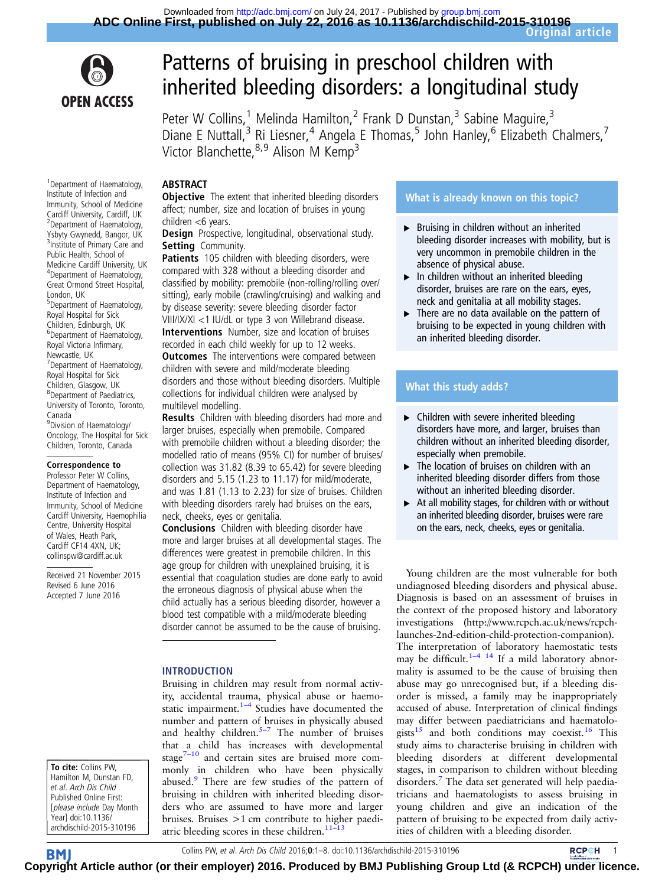# Patterns of bruising in preschool children with inherited bleeding disorders: a longitudinal study

Peter W Collins,[1] Melinda Hamilton,[2] Frank D Dunstan,[3] Sabine Maguire,[3] Diane E Nuttall,[3] Ri Liesner,[4] Angela E Thomas,[5] John Hanley,[6] Elizabeth Chalmers,[7] Victor Blanchette,[8,9] Alison M Kemp[3]

[1]Department of Haematology, Institute of Infection and Immunity, School of Medicine Cardiff University, Cardiff, UK
[2]Department of Haematology, Ysbyty Gwynedd, Bangor, UK
[3]Institute of Primary Care and Public Health, School of Medicine Cardiff University, UK
[4]Department of Haematology, Great Ormond Street Hospital, London, UK
[5]Department of Haematology, Royal Hospital for Sick Children, Edinburgh, UK
[6]Department of Haematology, Royal Victoria Infirmary, Newcastle, UK
[7]Department of Haematology, Royal Hospital for Sick Children, Glasgow, UK
[8]Department of Paediatrics, University of Toronto, Toronto, Canada
[9]Division of Haematology/Oncology, The Hospital for Sick Children, Toronto, Canada

**Correspondence to**
Professor Peter W Collins, Department of Haematology, Institute of Infection and Immunity, School of Medicine Cardiff University, Haemophilia Centre, University Hospital of Wales, Heath Park, Cardiff CF14 4XN, UK; collinspw@cardiff.ac.uk

Received 21 November 2015
Revised 6 June 2016
Accepted 7 June 2016

## ABSTRACT

**Objective** The extent that inherited bleeding disorders affect; number, size and location of bruises in young children <6 years.

**Design** Prospective, longitudinal, observational study.

**Setting** Community.

**Patients** 105 children with bleeding disorders, were compared with 328 without a bleeding disorder and classified by mobility: premobile (non-rolling/rolling over/sitting), early mobile (crawling/cruising) and walking and by disease severity: severe bleeding disorder factor VIII/IX/XI <1 IU/dL or type 3 von Willebrand disease.

**Interventions** Number, size and location of bruises recorded in each child weekly for up to 12 weeks.

**Outcomes** The interventions were compared between children with severe and mild/moderate bleeding disorders and those without bleeding disorders. Multiple collections for individual children were analysed by multilevel modelling.

**Results** Children with bleeding disorders had more and larger bruises, especially when premobile. Compared with premobile children without a bleeding disorder; the modelled ratio of means (95% CI) for number of bruises/collection was 31.82 (8.39 to 65.42) for severe bleeding disorders and 5.15 (1.23 to 11.17) for mild/moderate, and was 1.81 (1.13 to 2.23) for size of bruises. Children with bleeding disorders rarely had bruises on the ears, neck, cheeks, eyes or genitalia.

**Conclusions** Children with bleeding disorder have more and larger bruises at all developmental stages. The differences were greatest in premobile children. In this age group for children with unexplained bruising, it is essential that coagulation studies are done early to avoid the erroneous diagnosis of physical abuse when the child actually has a serious bleeding disorder, however a blood test compatible with a mild/moderate bleeding disorder cannot be assumed to be the cause of bruising.

**To cite:** Collins PW, Hamilton M, Dunstan FD, *et al. Arch Dis Child* Published Online First: [*please include* Day Month Year] doi:10.1136/archdischild-2015-310196

## What is already known on this topic?

- Bruising in children without an inherited bleeding disorder increases with mobility, but is very uncommon in premobile children in the absence of physical abuse.
- In children without an inherited bleeding disorder, bruises are rare on the ears, eyes, neck and genitalia at all mobility stages.
- There are no data available on the pattern of bruising to be expected in young children with an inherited bleeding disorder.

## What this study adds?

- Children with severe inherited bleeding disorders have more, and larger, bruises than children without an inherited bleeding disorder, especially when premobile.
- The location of bruises on children with an inherited bleeding disorder differs from those without an inherited bleeding disorder.
- At all mobility stages, for children with or without an inherited bleeding disorder, bruises were rare on the ears, neck, cheeks, eyes or genitalia.

## INTRODUCTION

Bruising in children may result from normal activity, accidental trauma, physical abuse or haemostatic impairment.[1–4] Studies have documented the number and pattern of bruises in physically abused and healthy children.[5–7] The number of bruises that a child has increases with developmental stage[7–10] and certain sites are bruised more commonly in children who have been physically abused.[9] There are few studies of the pattern of bruising in children with inherited bleeding disorders who are assumed to have more and larger bruises. Bruises >1 cm contribute to higher paediatric bleeding scores in these children.[11–13]

Young children are the most vulnerable for both undiagnosed bleeding disorders and physical abuse. Diagnosis is based on an assessment of bruises in the context of the proposed history and laboratory investigations (http://www.rcpch.ac.uk/news/rcpch-launches-2nd-edition-child-protection-companion). The interpretation of laboratory haemostatic tests may be difficult.[1–4 14] If a mild laboratory abnormality is assumed to be the cause of bruising then abuse may go unrecognised but, if a bleeding disorder is missed, a family may be inappropriately accused of abuse. Interpretation of clinical findings may differ between paediatricians and haematologists[15] and both conditions may coexist.[16] This study aims to characterise bruising in children with bleeding disorders at different developmental stages, in comparison to children without bleeding disorders.[7] The data set generated will help paediatricians and haematologists to assess bruising in young children and give an indication of the pattern of bruising to be expected from daily activities of children with a bleeding disorder.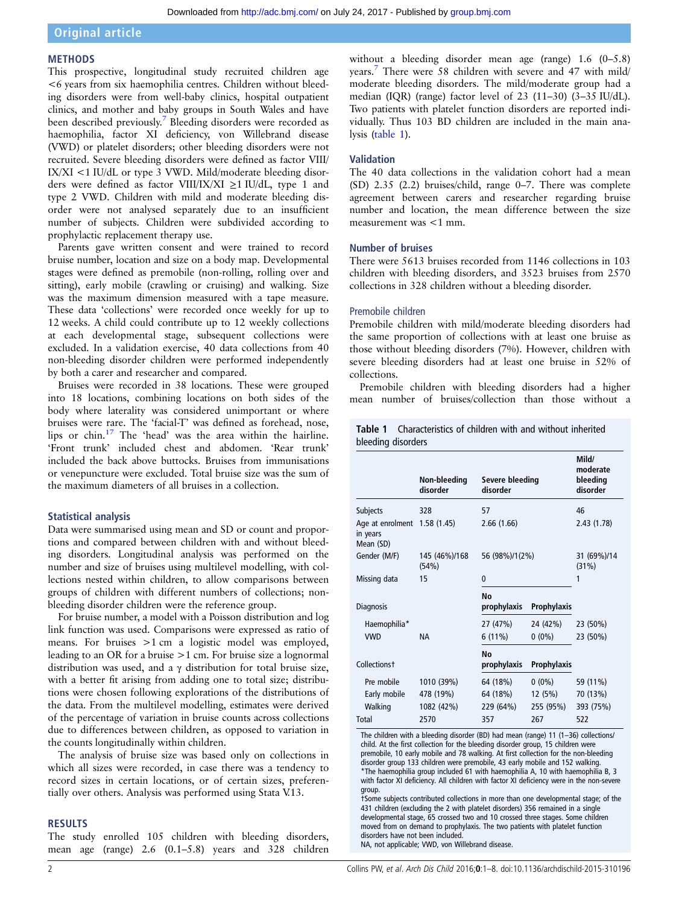## METHODS

This prospective, longitudinal study recruited children age <6 years from six haemophilia centres. Children without bleeding disorders were from well-baby clinics, hospital outpatient clinics, and mother and baby groups in South Wales and have been described previously.[7] Bleeding disorders were recorded as haemophilia, factor XI deficiency, von Willebrand disease (VWD) or platelet disorders; other bleeding disorders were not recruited. Severe bleeding disorders were defined as factor VIII/IX/XI <1 IU/dL or type 3 VWD. Mild/moderate bleeding disorders were defined as factor VIII/IX/XI ≥1 IU/dL, type 1 and type 2 VWD. Children with mild and moderate bleeding disorder were not analysed separately due to an insufficient number of subjects. Children were subdivided according to prophylactic replacement therapy use.

Parents gave written consent and were trained to record bruise number, location and size on a body map. Developmental stages were defined as premobile (non-rolling, rolling over and sitting), early mobile (crawling or cruising) and walking. Size was the maximum dimension measured with a tape measure. These data 'collections' were recorded once weekly for up to 12 weeks. A child could contribute up to 12 weekly collections at each developmental stage, subsequent collections were excluded. In a validation exercise, 40 data collections from 40 non-bleeding disorder children were performed independently by both a carer and researcher and compared.

Bruises were recorded in 38 locations. These were grouped into 18 locations, combining locations on both sides of the body where laterality was considered unimportant or where bruises were rare. The 'facial-T' was defined as forehead, nose, lips or chin.[17] The 'head' was the area within the hairline. 'Front trunk' included chest and abdomen. 'Rear trunk' included the back above buttocks. Bruises from immunisations or venepuncture were excluded. Total bruise size was the sum of the maximum diameters of all bruises in a collection.

### Statistical analysis

Data were summarised using mean and SD or count and proportions and compared between children with and without bleeding disorders. Longitudinal analysis was performed on the number and size of bruises using multilevel modelling, with collections nested within children, to allow comparisons between groups of children with different numbers of collections; non-bleeding disorder children were the reference group.

For bruise number, a model with a Poisson distribution and log link function was used. Comparisons were expressed as ratio of means. For bruises >1 cm a logistic model was employed, leading to an OR for a bruise >1 cm. For bruise size a lognormal distribution was used, and a γ distribution for total bruise size, with a better fit arising from adding one to total size; distributions were chosen following explorations of the distributions of the data. From the multilevel modelling, estimates were derived of the percentage of variation in bruise counts across collections due to differences between children, as opposed to variation in the counts longitudinally within children.

The analysis of bruise size was based only on collections in which all sizes were recorded, in case there was a tendency to record sizes in certain locations, or of certain sizes, preferentially over others. Analysis was performed using Stata V.13.

## RESULTS

The study enrolled 105 children with bleeding disorders, mean age (range) 2.6 (0.1–5.8) years and 328 children without a bleeding disorder mean age (range) 1.6 (0–5.8) years.[7] There were 58 children with severe and 47 with mild/moderate bleeding disorders. The mild/moderate group had a median (IQR) (range) factor level of 23 (11–30) (3–35 IU/dL). Two patients with platelet function disorders are reported individually. Thus 103 BD children are included in the main analysis (table 1).

### Validation

The 40 data collections in the validation cohort had a mean (SD) 2.35 (2.2) bruises/child, range 0–7. There was complete agreement between carers and researcher regarding bruise number and location, the mean difference between the size measurement was <1 mm.

### Number of bruises

There were 5613 bruises recorded from 1146 collections in 103 children with bleeding disorders, and 3523 bruises from 2570 collections in 328 children without a bleeding disorder.

#### Premobile children

Premobile children with mild/moderate bleeding disorders had the same proportion of collections with at least one bruise as those without bleeding disorders (7%). However, children with severe bleeding disorders had at least one bruise in 52% of collections.

Premobile children with bleeding disorders had a higher mean number of bruises/collection than those without a

**Table 1** Characteristics of children with and without inherited bleeding disorders

| | Non-bleeding disorder | Severe bleeding disorder | | Mild/moderate bleeding disorder |
|---|---|---|---|---|
| Subjects | 328 | 57 | | 46 |
| Age at enrolment in years Mean (SD) | 1.58 (1.45) | 2.66 (1.66) | | 2.43 (1.78) |
| Gender (M/F) | 145 (46%)/168 (54%) | 56 (98%)/1(2%) | | 31 (69%)/14 (31%) |
| Missing data | 15 | 0 | | 1 |
| Diagnosis | | No prophylaxis | Prophylaxis | |
| Haemophilia* | | 27 (47%) | 24 (42%) | 23 (50%) |
| VWD | NA | 6 (11%) | 0 (0%) | 23 (50%) |
| Collections† | | No prophylaxis | Prophylaxis | |
| Pre mobile | 1010 (39%) | 64 (18%) | 0 (0%) | 59 (11%) |
| Early mobile | 478 (19%) | 64 (18%) | 12 (5%) | 70 (13%) |
| Walking | 1082 (42%) | 229 (64%) | 255 (95%) | 393 (75%) |
| Total | 2570 | 357 | 267 | 522 |

The children with a bleeding disorder (BD) had mean (range) 11 (1–36) collections/child. At the first collection for the bleeding disorder group, 15 children were premobile, 10 early mobile and 78 walking. At first collection for the non-bleeding disorder group 133 children were premobile, 43 early mobile and 152 walking.
*The haemophilia group included 61 with haemophilia A, 10 with haemophilia B, 3 with factor XI deficiency. All children with factor XI deficiency were in the non-severe group.
†Some subjects contributed collections in more than one developmental stage; of the 431 children (excluding the 2 with platelet disorders) 356 remained in a single developmental stage, 65 crossed two and 10 crossed three stages. Some children moved from on demand to prophylaxis. The two patients with platelet function disorders have not been included.
NA, not applicable; VWD, von Willebrand disease.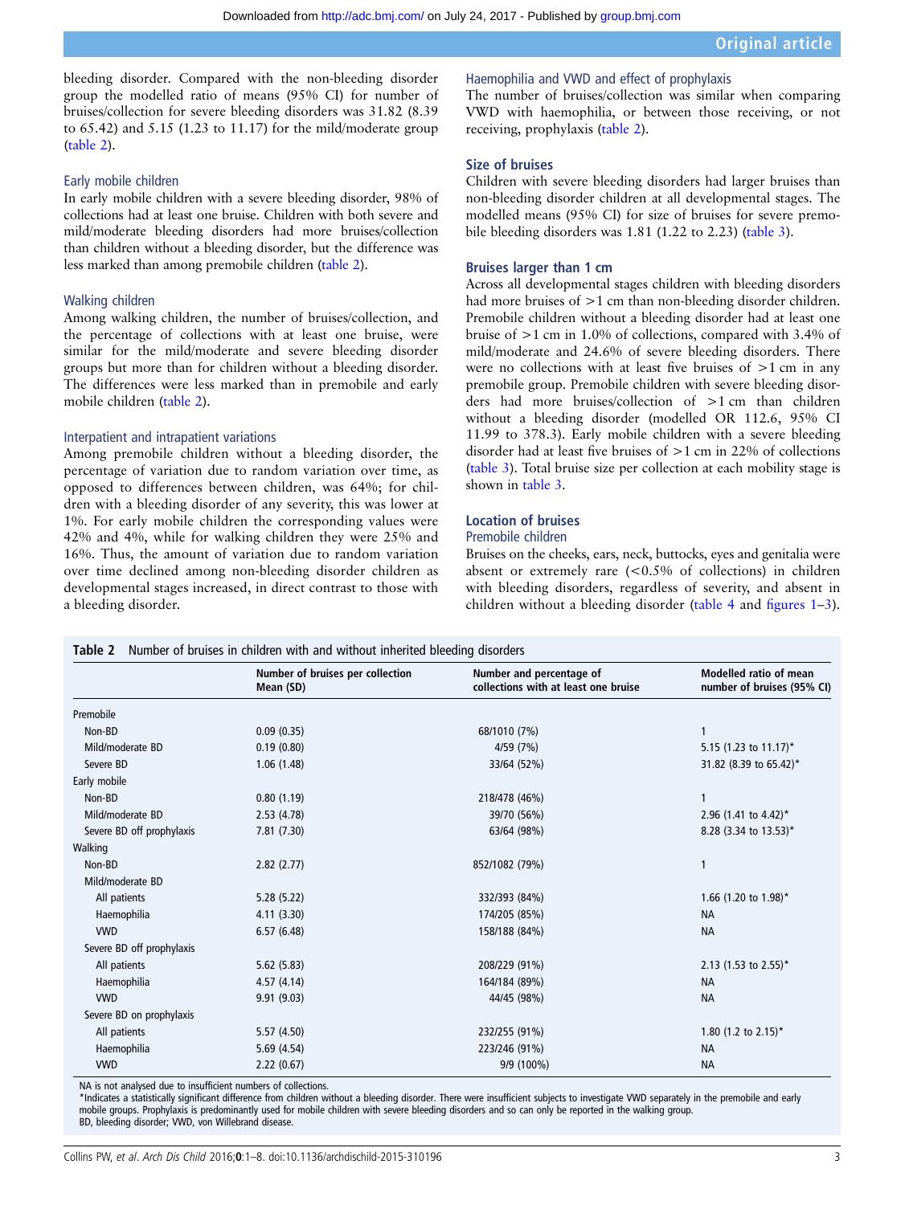bleeding disorder. Compared with the non-bleeding disorder group the modelled ratio of means (95% CI) for number of bruises/collection for severe bleeding disorders was 31.82 (8.39 to 65.42) and 5.15 (1.23 to 11.17) for the mild/moderate group (table 2).

### Early mobile children

In early mobile children with a severe bleeding disorder, 98% of collections had at least one bruise. Children with both severe and mild/moderate bleeding disorders had more bruises/collection than children without a bleeding disorder, but the difference was less marked than among premobile children (table 2).

### Walking children

Among walking children, the number of bruises/collection, and the percentage of collections with at least one bruise, were similar for the mild/moderate and severe bleeding disorder groups but more than for children without a bleeding disorder. The differences were less marked than in premobile and early mobile children (table 2).

### Interpatient and intrapatient variations

Among premobile children without a bleeding disorder, the percentage of variation due to random variation over time, as opposed to differences between children, was 64%; for children with a bleeding disorder of any severity, this was lower at 1%. For early mobile children the corresponding values were 42% and 4%, while for walking children they were 25% and 16%. Thus, the amount of variation due to random variation over time declined among non-bleeding disorder children as developmental stages increased, in direct contrast to those with a bleeding disorder.

### Haemophilia and VWD and effect of prophylaxis

The number of bruises/collection was similar when comparing VWD with haemophilia, or between those receiving, or not receiving, prophylaxis (table 2).

## Size of bruises

Children with severe bleeding disorders had larger bruises than non-bleeding disorder children at all developmental stages. The modelled means (95% CI) for size of bruises for severe premobile bleeding disorders was 1.81 (1.22 to 2.23) (table 3).

## Bruises larger than 1 cm

Across all developmental stages children with bleeding disorders had more bruises of >1 cm than non-bleeding disorder children. Premobile children without a bleeding disorder had at least one bruise of >1 cm in 1.0% of collections, compared with 3.4% of mild/moderate and 24.6% of severe bleeding disorders. There were no collections with at least five bruises of >1 cm in any premobile group. Premobile children with severe bleeding disorders had more bruises/collection of >1 cm than children without a bleeding disorder (modelled OR 112.6, 95% CI 11.99 to 378.3). Early mobile children with a severe bleeding disorder had at least five bruises of >1 cm in 22% of collections (table 3). Total bruise size per collection at each mobility stage is shown in table 3.

## Location of bruises

### Premobile children

Bruises on the cheeks, ears, neck, buttocks, eyes and genitalia were absent or extremely rare (<0.5% of collections) in children with bleeding disorders, regardless of severity, and absent in children without a bleeding disorder (table 4 and figures 1–3).

**Table 2** Number of bruises in children with and without inherited bleeding disorders

| | Number of bruises per collection Mean (SD) | Number and percentage of collections with at least one bruise | Modelled ratio of mean number of bruises (95% CI) |
|---|---|---|---|
| Premobile | | | |
| Non-BD | 0.09 (0.35) | 68/1010 (7%) | 1 |
| Mild/moderate BD | 0.19 (0.80) | 4/59 (7%) | 5.15 (1.23 to 11.17)* |
| Severe BD | 1.06 (1.48) | 33/64 (52%) | 31.82 (8.39 to 65.42)* |
| Early mobile | | | |
| Non-BD | 0.80 (1.19) | 218/478 (46%) | 1 |
| Mild/moderate BD | 2.53 (4.78) | 39/70 (56%) | 2.96 (1.41 to 4.42)* |
| Severe BD off prophylaxis | 7.81 (7.30) | 63/64 (98%) | 8.28 (3.34 to 13.53)* |
| Walking | | | |
| Non-BD | 2.82 (2.77) | 852/1082 (79%) | 1 |
| Mild/moderate BD | | | |
| All patients | 5.28 (5.22) | 332/393 (84%) | 1.66 (1.20 to 1.98)* |
| Haemophilia | 4.11 (3.30) | 174/205 (85%) | NA |
| VWD | 6.57 (6.48) | 158/188 (84%) | NA |
| Severe BD off prophylaxis | | | |
| All patients | 5.62 (5.83) | 208/229 (91%) | 2.13 (1.53 to 2.55)* |
| Haemophilia | 4.57 (4.14) | 164/184 (89%) | NA |
| VWD | 9.91 (9.03) | 44/45 (98%) | NA |
| Severe BD on prophylaxis | | | |
| All patients | 5.57 (4.50) | 232/255 (91%) | 1.80 (1.2 to 2.15)* |
| Haemophilia | 5.69 (4.54) | 223/246 (91%) | NA |
| VWD | 2.22 (0.67) | 9/9 (100%) | NA |

NA is not analysed due to insufficient numbers of collections.
*Indicates a statistically significant difference from children without a bleeding disorder. There were insufficient subjects to investigate VWD separately in the premobile and early mobile groups. Prophylaxis is predominantly used for mobile children with severe bleeding disorders and so can only be reported in the walking group.
BD, bleeding disorder; VWD, von Willebrand disease.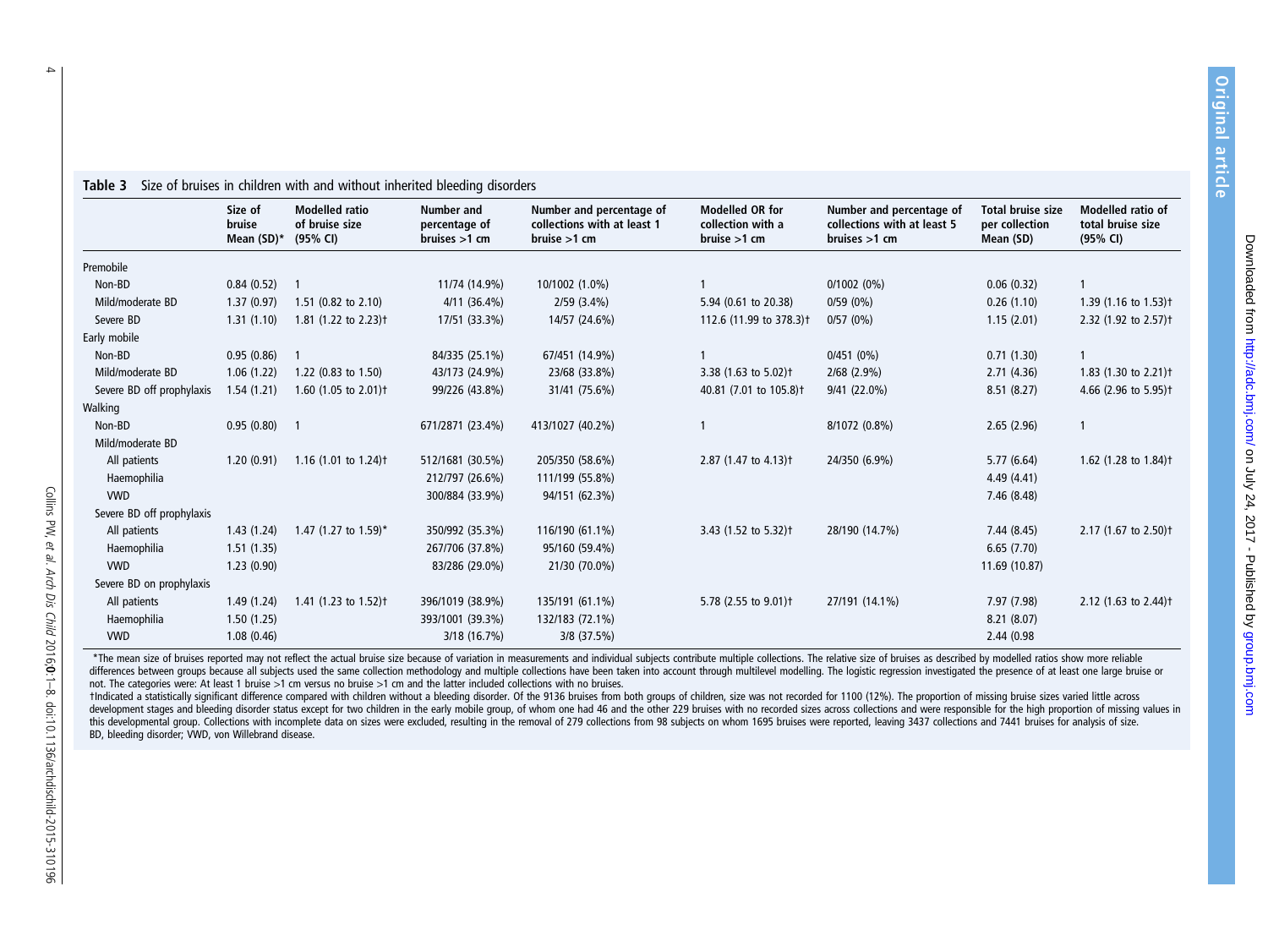**Table 3** Size of bruises in children with and without inherited bleeding disorders

| | Size of bruise Mean (SD)* | Modelled ratio of bruise size (95% CI) | Number and percentage of bruises >1 cm | Number and percentage of collections with at least 1 bruise >1 cm | Modelled OR for collection with a bruise >1 cm | Number and percentage of collections with at least 5 bruises >1 cm | Total bruise size per collection Mean (SD) | Modelled ratio of total bruise size (95% CI) |
|---|---|---|---|---|---|---|---|---|
| Premobile | | | | | | | | |
| Non-BD | 0.84 (0.52) | 1 | 11/74 (14.9%) | 10/1002 (1.0%) | 1 | 0/1002 (0%) | 0.06 (0.32) | 1 |
| Mild/moderate BD | 1.37 (0.97) | 1.51 (0.82 to 2.10) | 4/11 (36.4%) | 2/59 (3.4%) | 5.94 (0.61 to 20.38) | 0/59 (0%) | 0.26 (1.10) | 1.39 (1.16 to 1.53)† |
| Severe BD | 1.31 (1.10) | 1.81 (1.22 to 2.23)† | 17/51 (33.3%) | 14/57 (24.6%) | 112.6 (11.99 to 378.3)† | 0/57 (0%) | 1.15 (2.01) | 2.32 (1.92 to 2.57)† |
| Early mobile | | | | | | | | |
| Non-BD | 0.95 (0.86) | 1 | 84/335 (25.1%) | 67/451 (14.9%) | 1 | 0/451 (0%) | 0.71 (1.30) | 1 |
| Mild/moderate BD | 1.06 (1.22) | 1.22 (0.83 to 1.50) | 43/173 (24.9%) | 23/68 (33.8%) | 3.38 (1.63 to 5.02)† | 2/68 (2.9%) | 2.71 (4.36) | 1.83 (1.30 to 2.21)† |
| Severe BD off prophylaxis | 1.54 (1.21) | 1.60 (1.05 to 2.01)† | 99/226 (43.8%) | 31/41 (75.6%) | 40.81 (7.01 to 105.8)† | 9/41 (22.0%) | 8.51 (8.27) | 4.66 (2.96 to 5.95)† |
| Walking | | | | | | | | |
| Non-BD | 0.95 (0.80) | 1 | 671/2871 (23.4%) | 413/1027 (40.2%) | 1 | 8/1072 (0.8%) | 2.65 (2.96) | 1 |
| Mild/moderate BD | | | | | | | | |
| All patients | 1.20 (0.91) | 1.16 (1.01 to 1.24)† | 512/1681 (30.5%) | 205/350 (58.6%) | 2.87 (1.47 to 4.13)† | 24/350 (6.9%) | 5.77 (6.64) | 1.62 (1.28 to 1.84)† |
| Haemophilia | | | 212/797 (26.6%) | 111/199 (55.8%) | | | 4.49 (4.41) | |
| VWD | | | 300/884 (33.9%) | 94/151 (62.3%) | | | 7.46 (8.48) | |
| Severe BD off prophylaxis | | | | | | | | |
| All patients | 1.43 (1.24) | 1.47 (1.27 to 1.59)* | 350/992 (35.3%) | 116/190 (61.1%) | 3.43 (1.52 to 5.32)† | 28/190 (14.7%) | 7.44 (8.45) | 2.17 (1.67 to 2.50)† |
| Haemophilia | 1.51 (1.35) | | 267/706 (37.8%) | 95/160 (59.4%) | | | 6.65 (7.70) | |
| VWD | 1.23 (0.90) | | 83/286 (29.0%) | 21/30 (70.0%) | | | 11.69 (10.87) | |
| Severe BD on prophylaxis | | | | | | | | |
| All patients | 1.49 (1.24) | 1.41 (1.23 to 1.52)† | 396/1019 (38.9%) | 135/191 (61.1%) | 5.78 (2.55 to 9.01)† | 27/191 (14.1%) | 7.97 (7.98) | 2.12 (1.63 to 2.44)† |
| Haemophilia | 1.50 (1.25) | | 393/1001 (39.3%) | 132/183 (72.1%) | | | 8.21 (8.07) | |
| VWD | 1.08 (0.46) | | 3/18 (16.7%) | 3/8 (37.5%) | | | 2.44 (0.98 | |

*The mean size of bruises reported may not reflect the actual bruise size because of variation in measurements and individual subjects contribute multiple collections. The relative size of bruises as described by modelled ratios show more reliable differences between groups because all subjects used the same collection methodology and multiple collections have been taken into account through multilevel modelling. The logistic regression investigated the presence of at least one large bruise or not. The categories were: At least 1 bruise >1 cm versus no bruise >1 cm and the latter included collections with no bruises.

†Indicated a statistically significant difference compared with children without a bleeding disorder. Of the 9136 bruises from both groups of children, size was not recorded for 1100 (12%). The proportion of missing bruise sizes varied little across development stages and bleeding disorder status except for two children in the early mobile group, of whom one had 46 and the other 229 bruises with no recorded sizes across collections and were responsible for the high proportion of missing values in this developmental group. Collections with incomplete data on sizes were excluded, resulting in the removal of 279 collections from 98 subjects on whom 1695 bruises were reported, leaving 3437 collections and 7441 bruises for analysis of size.

BD, bleeding disorder; VWD, von Willebrand disease.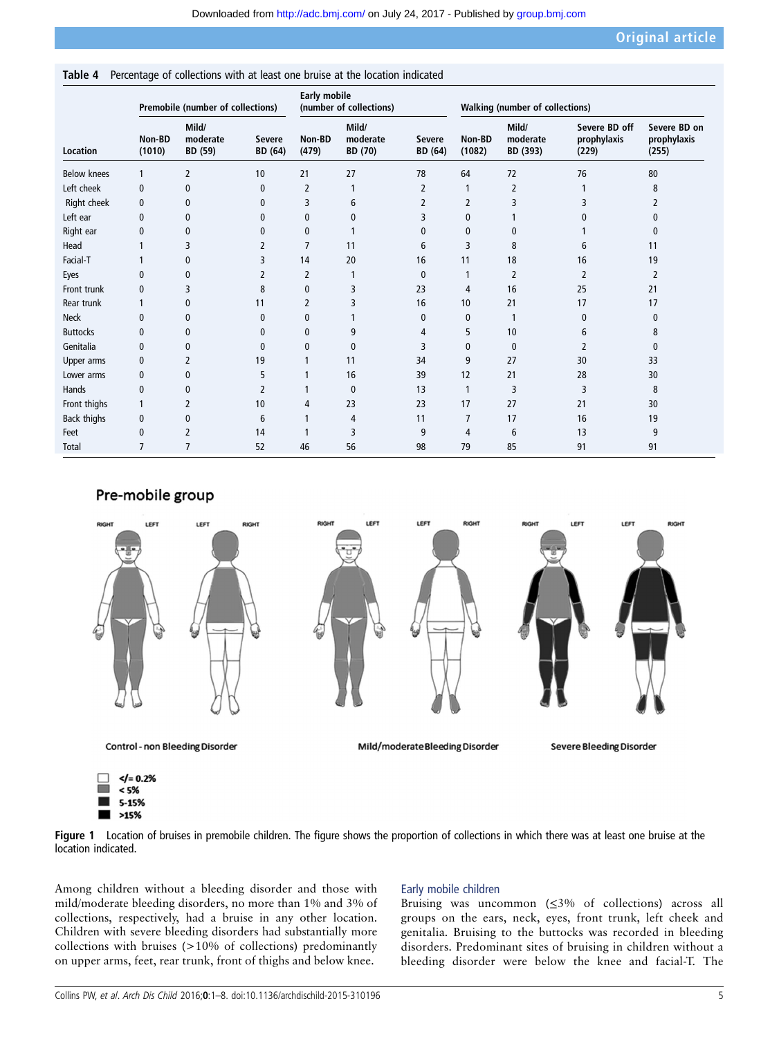**Table 4** Percentage of collections with at least one bruise at the location indicated

| Location | Premobile (number of collections) | | | Early mobile (number of collections) | | | Walking (number of collections) | | | |
|---|---|---|---|---|---|---|---|---|---|---|
| | Non-BD (1010) | Mild/moderate BD (59) | Severe BD (64) | Non-BD (479) | Mild/moderate BD (70) | Severe BD (64) | Non-BD (1082) | Mild/moderate BD (393) | Severe BD off prophylaxis (229) | Severe BD on prophylaxis (255) |
| Below knees | 1 | 2 | 10 | 21 | 27 | 78 | 64 | 72 | 76 | 80 |
| Left cheek | 0 | 0 | 0 | 2 | 1 | 2 | 1 | 2 | 1 | 8 |
| Right cheek | 0 | 0 | 0 | 3 | 6 | 2 | 2 | 3 | 3 | 2 |
| Left ear | 0 | 0 | 0 | 0 | 0 | 3 | 0 | 1 | 0 | 0 |
| Right ear | 0 | 0 | 0 | 0 | 1 | 0 | 0 | 0 | 1 | 0 |
| Head | 1 | 3 | 2 | 7 | 11 | 6 | 3 | 8 | 6 | 11 |
| Facial-T | 1 | 0 | 3 | 14 | 20 | 16 | 11 | 18 | 16 | 19 |
| Eyes | 0 | 0 | 2 | 2 | 1 | 0 | 1 | 2 | 2 | 2 |
| Front trunk | 0 | 3 | 8 | 0 | 3 | 23 | 4 | 16 | 25 | 21 |
| Rear trunk | 1 | 0 | 11 | 2 | 3 | 16 | 10 | 21 | 17 | 17 |
| Neck | 0 | 0 | 0 | 0 | 1 | 0 | 0 | 1 | 0 | 0 |
| Buttocks | 0 | 0 | 0 | 0 | 9 | 4 | 5 | 10 | 6 | 8 |
| Genitalia | 0 | 0 | 0 | 0 | 0 | 3 | 0 | 0 | 2 | 0 |
| Upper arms | 0 | 2 | 19 | 1 | 11 | 34 | 9 | 27 | 30 | 33 |
| Lower arms | 0 | 0 | 5 | 1 | 16 | 39 | 12 | 21 | 28 | 30 |
| Hands | 0 | 0 | 2 | 1 | 0 | 13 | 1 | 3 | 3 | 8 |
| Front thighs | 1 | 2 | 10 | 4 | 23 | 23 | 17 | 27 | 21 | 30 |
| Back thighs | 0 | 0 | 6 | 1 | 4 | 11 | 7 | 17 | 16 | 19 |
| Feet | 0 | 2 | 14 | 1 | 3 | 9 | 4 | 6 | 13 | 9 |
| Total | 7 | 7 | 52 | 46 | 56 | 98 | 79 | 85 | 91 | 91 |

**Figure 1** Location of bruises in premobile children. The figure shows the proportion of collections in which there was at least one bruise at the location indicated.

Among children without a bleeding disorder and those with mild/moderate bleeding disorders, no more than 1% and 3% of collections, respectively, had a bruise in any other location. Children with severe bleeding disorders had substantially more collections with bruises (>10% of collections) predominantly on upper arms, feet, rear trunk, front of thighs and below knee.

## Early mobile children

Bruising was uncommon (≤3% of collections) across all groups on the ears, neck, eyes, front trunk, left cheek and genitalia. Bruising to the buttocks was recorded in bleeding disorders. Predominant sites of bruising in children without a bleeding disorder were below the knee and facial-T. The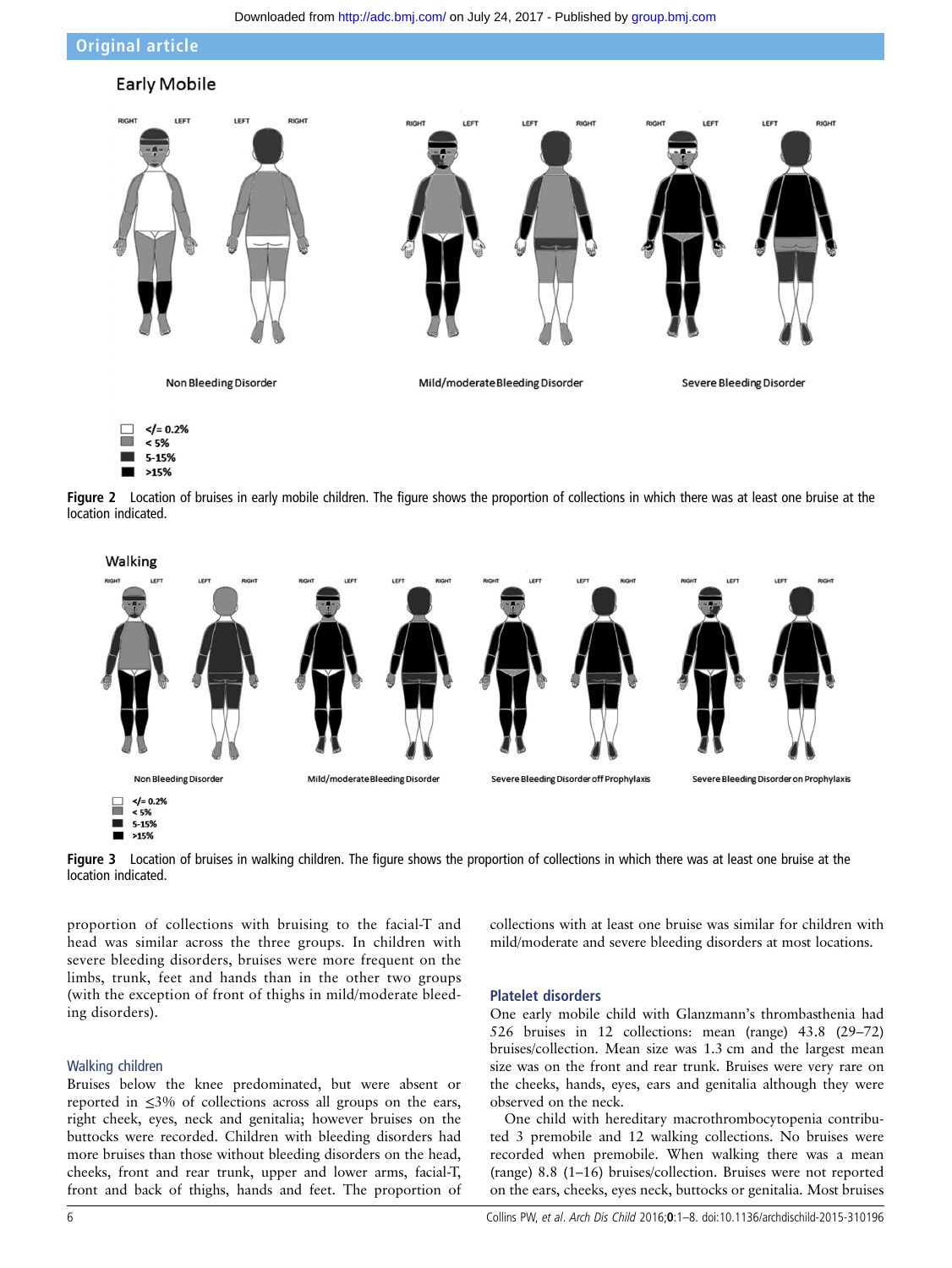Figure 2 Location of bruises in early mobile children. The figure shows the proportion of collections in which there was at least one bruise at the location indicated.

Figure 3 Location of bruises in walking children. The figure shows the proportion of collections in which there was at least one bruise at the location indicated.

proportion of collections with bruising to the facial-T and head was similar across the three groups. In children with severe bleeding disorders, bruises were more frequent on the limbs, trunk, feet and hands than in the other two groups (with the exception of front of thighs in mild/moderate bleeding disorders).

### Walking children

Bruises below the knee predominated, but were absent or reported in ≤3% of collections across all groups on the ears, right cheek, eyes, neck and genitalia; however bruises on the buttocks were recorded. Children with bleeding disorders had more bruises than those without bleeding disorders on the head, cheeks, front and rear trunk, upper and lower arms, facial-T, front and back of thighs, hands and feet. The proportion of collections with at least one bruise was similar for children with mild/moderate and severe bleeding disorders at most locations.

## Platelet disorders

One early mobile child with Glanzmann's thrombasthenia had 526 bruises in 12 collections: mean (range) 43.8 (29–72) bruises/collection. Mean size was 1.3 cm and the largest mean size was on the front and rear trunk. Bruises were very rare on the cheeks, hands, eyes, ears and genitalia although they were observed on the neck.

One child with hereditary macrothrombocytopenia contributed 3 premobile and 12 walking collections. No bruises were recorded when premobile. When walking there was a mean (range) 8.8 (1–16) bruises/collection. Bruises were not reported on the ears, cheeks, eyes neck, buttocks or genitalia. Most bruises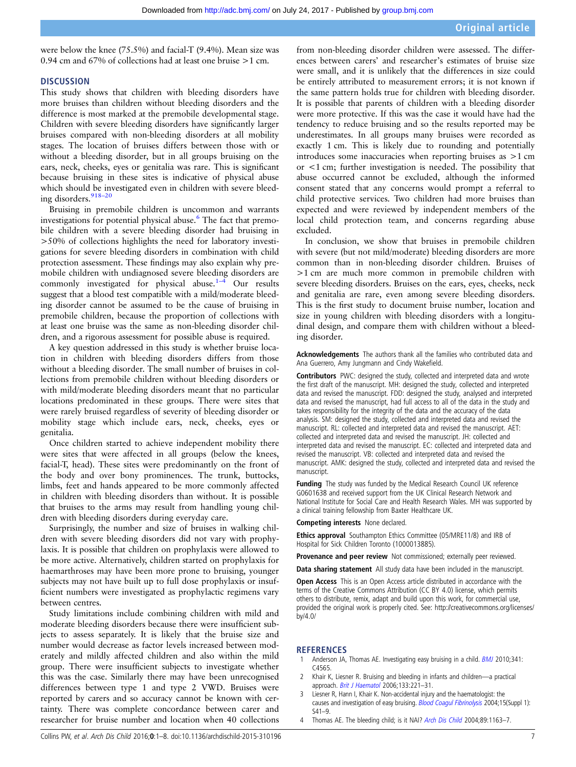were below the knee (75.5%) and facial-T (9.4%). Mean size was 0.94 cm and 67% of collections had at least one bruise >1 cm.

## DISCUSSION

This study shows that children with bleeding disorders have more bruises than children without bleeding disorders and the difference is most marked at the premobile developmental stage. Children with severe bleeding disorders have significantly larger bruises compared with non-bleeding disorders at all mobility stages. The location of bruises differs between those with or without a bleeding disorder, but in all groups bruising on the ears, neck, cheeks, eyes or genitalia was rare. This is significant because bruising in these sites is indicative of physical abuse which should be investigated even in children with severe bleeding disorders.[9 18–20]

Bruising in premobile children is uncommon and warrants investigations for potential physical abuse.[6] The fact that premobile children with a severe bleeding disorder had bruising in >50% of collections highlights the need for laboratory investigations for severe bleeding disorders in combination with child protection assessment. These findings may also explain why premobile children with undiagnosed severe bleeding disorders are commonly investigated for physical abuse.[1–4] Our results suggest that a blood test compatible with a mild/moderate bleeding disorder cannot be assumed to be the cause of bruising in premobile children, because the proportion of collections with at least one bruise was the same as non-bleeding disorder children, and a rigorous assessment for possible abuse is required.

A key question addressed in this study is whether bruise location in children with bleeding disorders differs from those without a bleeding disorder. The small number of bruises in collections from premobile children without bleeding disorders or with mild/moderate bleeding disorders meant that no particular locations predominated in these groups. There were sites that were rarely bruised regardless of severity of bleeding disorder or mobility stage which include ears, neck, cheeks, eyes or genitalia.

Once children started to achieve independent mobility there were sites that were affected in all groups (below the knees, facial-T, head). These sites were predominantly on the front of the body and over bony prominences. The trunk, buttocks, limbs, feet and hands appeared to be more commonly affected in children with bleeding disorders than without. It is possible that bruises to the arms may result from handling young children with bleeding disorders during everyday care.

Surprisingly, the number and size of bruises in walking children with severe bleeding disorders did not vary with prophylaxis. It is possible that children on prophylaxis were allowed to be more active. Alternatively, children started on prophylaxis for haemarthroses may have been more prone to bruising, younger subjects may not have built up to full dose prophylaxis or insufficient numbers were investigated as prophylactic regimens vary between centres.

Study limitations include combining children with mild and moderate bleeding disorders because there were insufficient subjects to assess separately. It is likely that the bruise size and number would decrease as factor levels increased between moderately and mildly affected children and also within the mild group. There were insufficient subjects to investigate whether this was the case. Similarly there may have been unrecognised differences between type 1 and type 2 VWD. Bruises were reported by carers and so accuracy cannot be known with certainty. There was complete concordance between carer and researcher for bruise number and location when 40 collections from non-bleeding disorder children were assessed. The differences between carers' and researcher's estimates of bruise size were small, and it is unlikely that the differences in size could be entirely attributed to measurement errors; it is not known if the same pattern holds true for children with bleeding disorder. It is possible that parents of children with a bleeding disorder were more protective. If this was the case it would have had the tendency to reduce bruising and so the results reported may be underestimates. In all groups many bruises were recorded as exactly 1 cm. This is likely due to rounding and potentially introduces some inaccuracies when reporting bruises as >1 cm or <1 cm; further investigation is needed. The possibility that abuse occurred cannot be excluded, although the informed consent stated that any concerns would prompt a referral to child protective services. Two children had more bruises than expected and were reviewed by independent members of the local child protection team, and concerns regarding abuse excluded.

In conclusion, we show that bruises in premobile children with severe (but not mild/moderate) bleeding disorders are more common than in non-bleeding disorder children. Bruises of >1 cm are much more common in premobile children with severe bleeding disorders. Bruises on the ears, eyes, cheeks, neck and genitalia are rare, even among severe bleeding disorders. This is the first study to document bruise number, location and size in young children with bleeding disorders with a longitudinal design, and compare them with children without a bleeding disorder.

**Acknowledgements** The authors thank all the families who contributed data and Ana Guerrero, Amy Jungmann and Cindy Wakefield.

**Contributors** PWC: designed the study, collected and interpreted data and wrote the first draft of the manuscript. MH: designed the study, collected and interpreted data and revised the manuscript. FDD: designed the study, analysed and interpreted data and revised the manuscript, had full access to all of the data in the study and takes responsibility for the integrity of the data and the accuracy of the data analysis. SM: designed the study, collected and interpreted data and revised the manuscript. RL: collected and interpreted data and revised the manuscript. AET: collected and interpreted data and revised the manuscript. JH: collected and interpreted data and revised the manuscript. EC: collected and interpreted data and revised the manuscript. VB: collected and interpreted data and revised the manuscript. AMK: designed the study, collected and interpreted data and revised the manuscript.

**Funding** The study was funded by the Medical Research Council UK reference G0601638 and received support from the UK Clinical Research Network and National Institute for Social Care and Health Research Wales. MH was supported by a clinical training fellowship from Baxter Healthcare UK.

**Competing interests** None declared.

**Ethics approval** Southampton Ethics Committee (05/MRE11/8) and IRB of Hospital for Sick Children Toronto (1000013885).

**Provenance and peer review** Not commissioned; externally peer reviewed.

**Data sharing statement** All study data have been included in the manuscript.

**Open Access** This is an Open Access article distributed in accordance with the terms of the Creative Commons Attribution (CC BY 4.0) license, which permits others to distribute, remix, adapt and build upon this work, for commercial use, provided the original work is properly cited. See: http://creativecommons.org/licenses/by/4.0/

## REFERENCES

1. Anderson JA, Thomas AE. Investigating easy bruising in a child. *BMJ* 2010;341:C4565.
2. Khair K, Liesner R. Bruising and bleeding in infants and children—a practical approach. *Brit J Haematol* 2006;133:221–31.
3. Liesner R, Hann I, Khair K. Non-accidental injury and the haematologist: the causes and investigation of easy bruising. *Blood Coagul Fibrinolysis* 2004;15(Suppl 1):S41–9.
4. Thomas AE. The bleeding child; is it NAI? *Arch Dis Child* 2004;89:1163–7.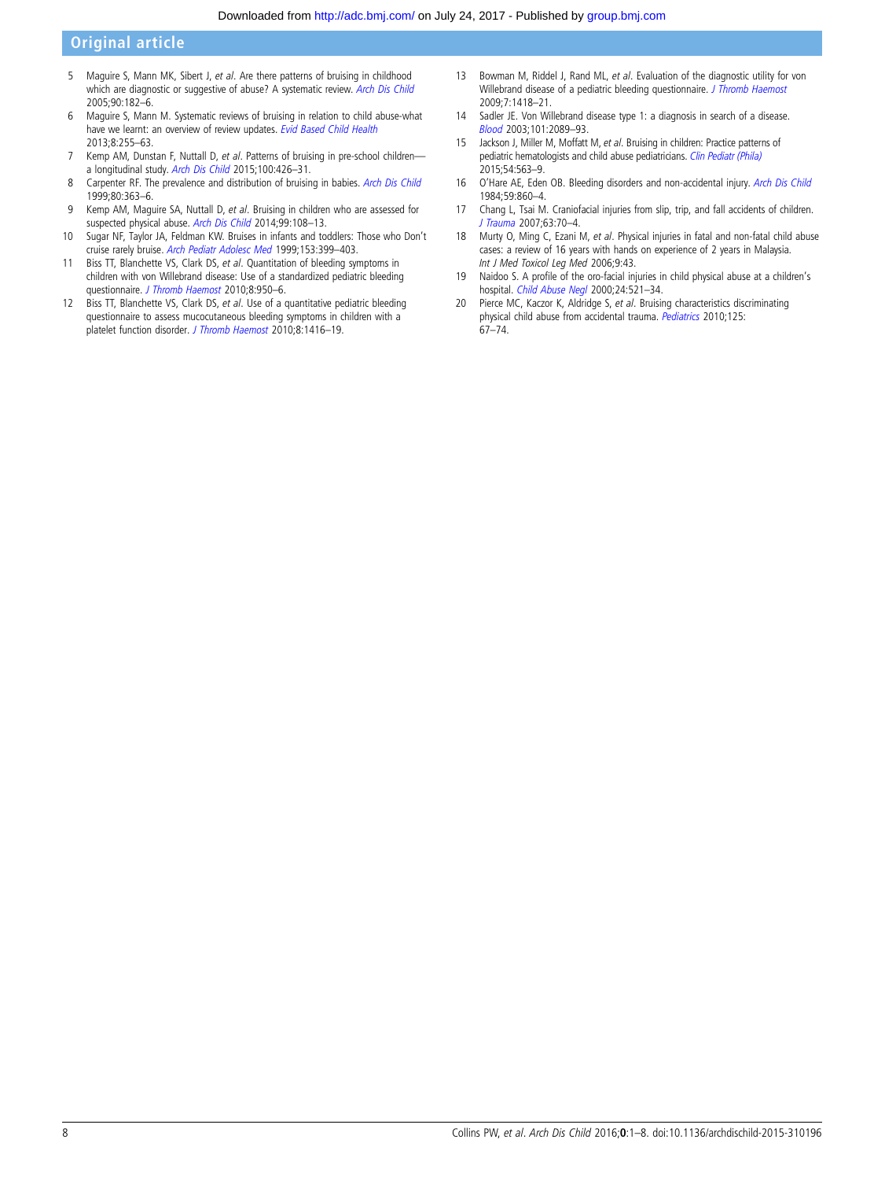5. Maguire S, Mann MK, Sibert J, *et al*. Are there patterns of bruising in childhood which are diagnostic or suggestive of abuse? A systematic review. *Arch Dis Child* 2005;90:182–6.
6. Maguire S, Mann M. Systematic reviews of bruising in relation to child abuse-what have we learnt: an overview of review updates. *Evid Based Child Health* 2013;8:255–63.
7. Kemp AM, Dunstan F, Nuttall D, *et al*. Patterns of bruising in pre-school children—a longitudinal study. *Arch Dis Child* 2015;100:426–31.
8. Carpenter RF. The prevalence and distribution of bruising in babies. *Arch Dis Child* 1999;80:363–6.
9. Kemp AM, Maguire SA, Nuttall D, *et al*. Bruising in children who are assessed for suspected physical abuse. *Arch Dis Child* 2014;99:108–13.
10. Sugar NF, Taylor JA, Feldman KW. Bruises in infants and toddlers: Those who Don't cruise rarely bruise. *Arch Pediatr Adolesc Med* 1999;153:399–403.
11. Biss TT, Blanchette VS, Clark DS, *et al*. Quantitation of bleeding symptoms in children with von Willebrand disease: Use of a standardized pediatric bleeding questionnaire. *J Thromb Haemost* 2010;8:950–6.
12. Biss TT, Blanchette VS, Clark DS, *et al*. Use of a quantitative pediatric bleeding questionnaire to assess mucocutaneous bleeding symptoms in children with a platelet function disorder. *J Thromb Haemost* 2010;8:1416–19.
13. Bowman M, Riddel J, Rand ML, *et al*. Evaluation of the diagnostic utility for von Willebrand disease of a pediatric bleeding questionnaire. *J Thromb Haemost* 2009;7:1418–21.
14. Sadler JE. Von Willebrand disease type 1: a diagnosis in search of a disease. *Blood* 2003;101:2089–93.
15. Jackson J, Miller M, Moffatt M, *et al*. Bruising in children: Practice patterns of pediatric hematologists and child abuse pediatricians. *Clin Pediatr (Phila)* 2015;54:563–9.
16. O'Hare AE, Eden OB. Bleeding disorders and non-accidental injury. *Arch Dis Child* 1984;59:860–4.
17. Chang L, Tsai M. Craniofacial injuries from slip, trip, and fall accidents of children. *J Trauma* 2007;63:70–4.
18. Murty O, Ming C, Ezani M, *et al*. Physical injuries in fatal and non-fatal child abuse cases: a review of 16 years with hands on experience of 2 years in Malaysia. *Int J Med Toxicol Leg Med* 2006;9:43.
19. Naidoo S. A profile of the oro-facial injuries in child physical abuse at a children's hospital. *Child Abuse Negl* 2000;24:521–34.
20. Pierce MC, Kaczor K, Aldridge S, *et al*. Bruising characteristics discriminating physical child abuse from accidental trauma. *Pediatrics* 2010;125:67–74.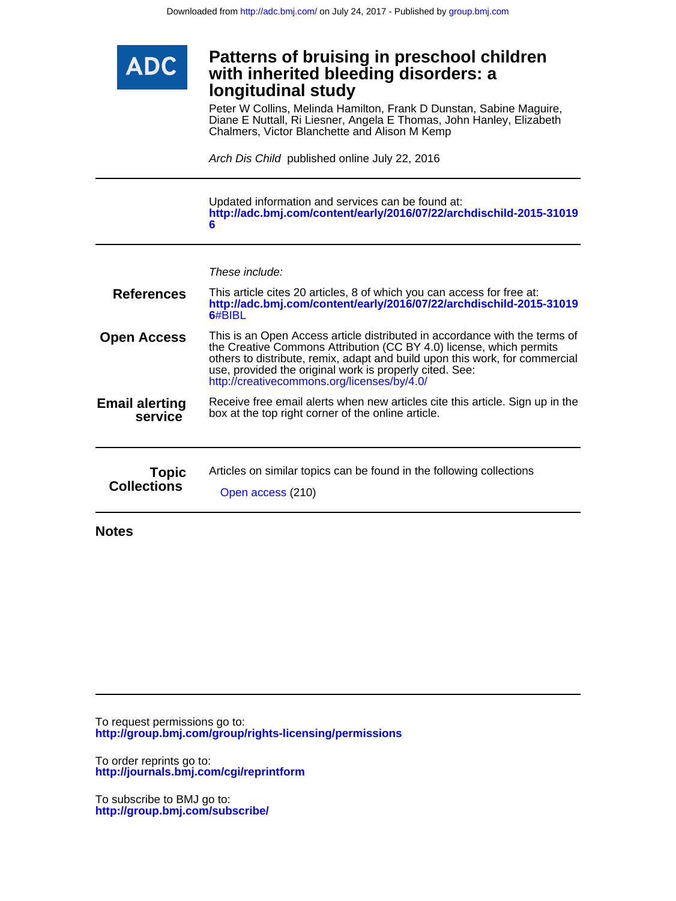Downloaded from http://adc.bmj.com/ on July 24, 2017 - Published by group.bmj.com

ADC

# Patterns of bruising in preschool children with inherited bleeding disorders: a longitudinal study

Peter W Collins, Melinda Hamilton, Frank D Dunstan, Sabine Maguire, Diane E Nuttall, Ri Liesner, Angela E Thomas, John Hanley, Elizabeth Chalmers, Victor Blanchette and Alison M Kemp

*Arch Dis Child* published online July 22, 2016

---

Updated information and services can be found at:
**http://adc.bmj.com/content/early/2016/07/22/archdischild-2015-310196**

---

*These include:*

**References**
This article cites 20 articles, 8 of which you can access for free at:
**http://adc.bmj.com/content/early/2016/07/22/archdischild-2015-310196**#BIBL

**Open Access**
This is an Open Access article distributed in accordance with the terms of the Creative Commons Attribution (CC BY 4.0) license, which permits others to distribute, remix, adapt and build upon this work, for commercial use, provided the original work is properly cited. See: http://creativecommons.org/licenses/by/4.0/

**Email alerting service**
Receive free email alerts when new articles cite this article. Sign up in the box at the top right corner of the online article.

---

**Topic Collections**
Articles on similar topics can be found in the following collections

Open access (210)

---

## Notes

---

To request permissions go to:
**http://group.bmj.com/group/rights-licensing/permissions**

To order reprints go to:
**http://journals.bmj.com/cgi/reprintform**

To subscribe to BMJ go to:
**http://group.bmj.com/subscribe/**